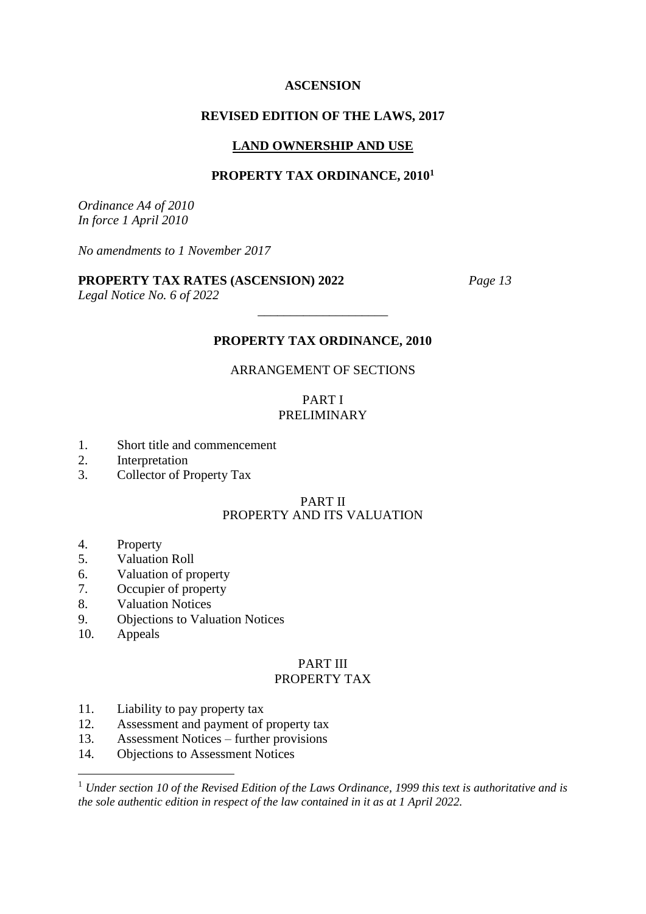**ASCENSION**

**REVISED EDITION OF THE LAWS, 2017**

**LAND OWNERSHIP AND USE**

# PROPERTY TAX ORDINANCE, 2010[1]

*Ordinance A4 of 2010*
*In force 1 April 2010*

*No amendments to 1 November 2017*

**PROPERTY TAX RATES (ASCENSION) 2022** *Page 13*
*Legal Notice No. 6 of 2022*

---

## PROPERTY TAX ORDINANCE, 2010

ARRANGEMENT OF SECTIONS

### PART I
### PRELIMINARY

1. Short title and commencement
2. Interpretation
3. Collector of Property Tax

### PART II
### PROPERTY AND ITS VALUATION

4. Property
5. Valuation Roll
6. Valuation of property
7. Occupier of property
8. Valuation Notices
9. Objections to Valuation Notices
10. Appeals

### PART III
### PROPERTY TAX

11. Liability to pay property tax
12. Assessment and payment of property tax
13. Assessment Notices – further provisions
14. Objections to Assessment Notices

---

[1] *Under section 10 of the Revised Edition of the Laws Ordinance, 1999 this text is authoritative and is the sole authentic edition in respect of the law contained in it as at 1 April 2022.*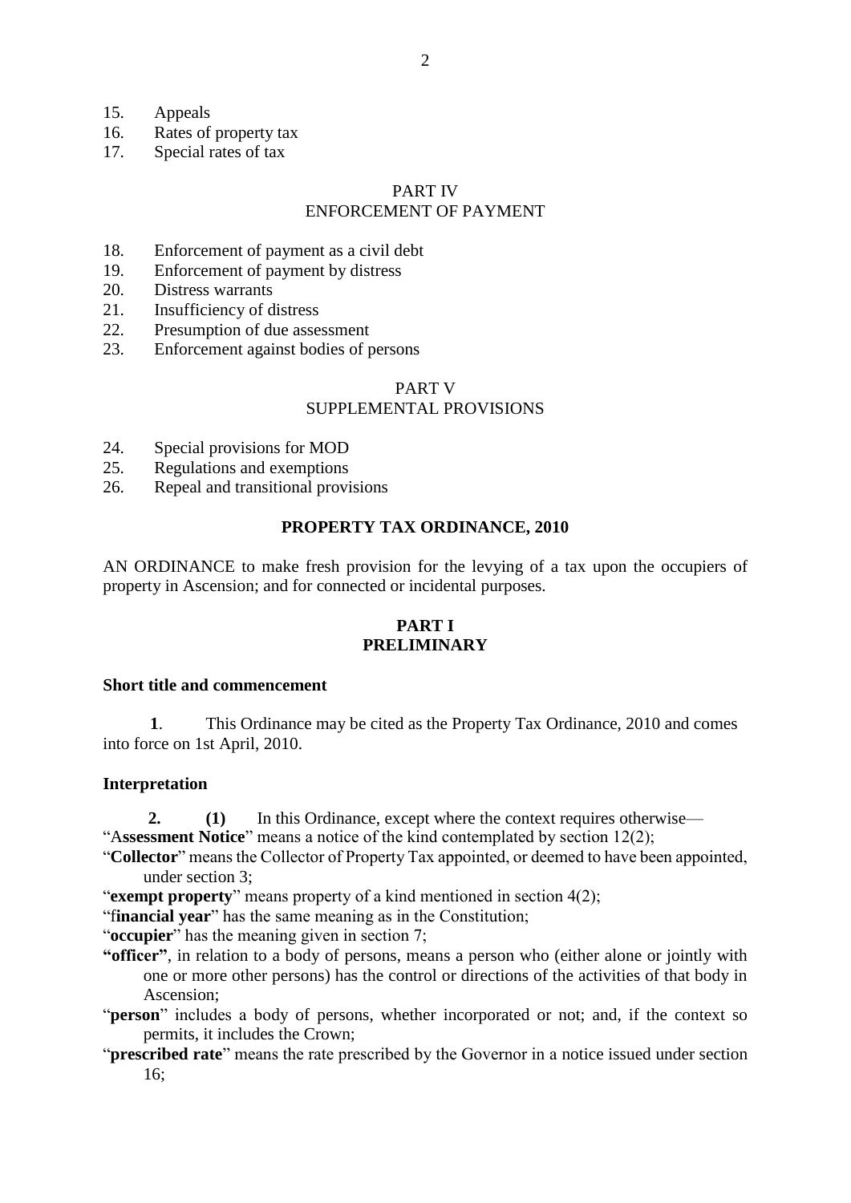15. Appeals
16. Rates of property tax
17. Special rates of tax

PART IV
ENFORCEMENT OF PAYMENT

18. Enforcement of payment as a civil debt
19. Enforcement of payment by distress
20. Distress warrants
21. Insufficiency of distress
22. Presumption of due assessment
23. Enforcement against bodies of persons

PART V
SUPPLEMENTAL PROVISIONS

24. Special provisions for MOD
25. Regulations and exemptions
26. Repeal and transitional provisions

# PROPERTY TAX ORDINANCE, 2010

AN ORDINANCE to make fresh provision for the levying of a tax upon the occupiers of property in Ascension; and for connected or incidental purposes.

## PART I
## PRELIMINARY

### Short title and commencement

**1**. This Ordinance may be cited as the Property Tax Ordinance, 2010 and comes into force on 1st April, 2010.

### Interpretation

**2. (1)** In this Ordinance, except where the context requires otherwise—

"A**ssessment Notice**" means a notice of the kind contemplated by section 12(2);

"**Collector**" means the Collector of Property Tax appointed, or deemed to have been appointed, under section 3;

"**exempt property**" means property of a kind mentioned in section 4(2);

"f**inancial year**" has the same meaning as in the Constitution;

"**occupier**" has the meaning given in section 7;

**"officer"**, in relation to a body of persons, means a person who (either alone or jointly with one or more other persons) has the control or directions of the activities of that body in Ascension;

"**person**" includes a body of persons, whether incorporated or not; and, if the context so permits, it includes the Crown;

"**prescribed rate**" means the rate prescribed by the Governor in a notice issued under section 16;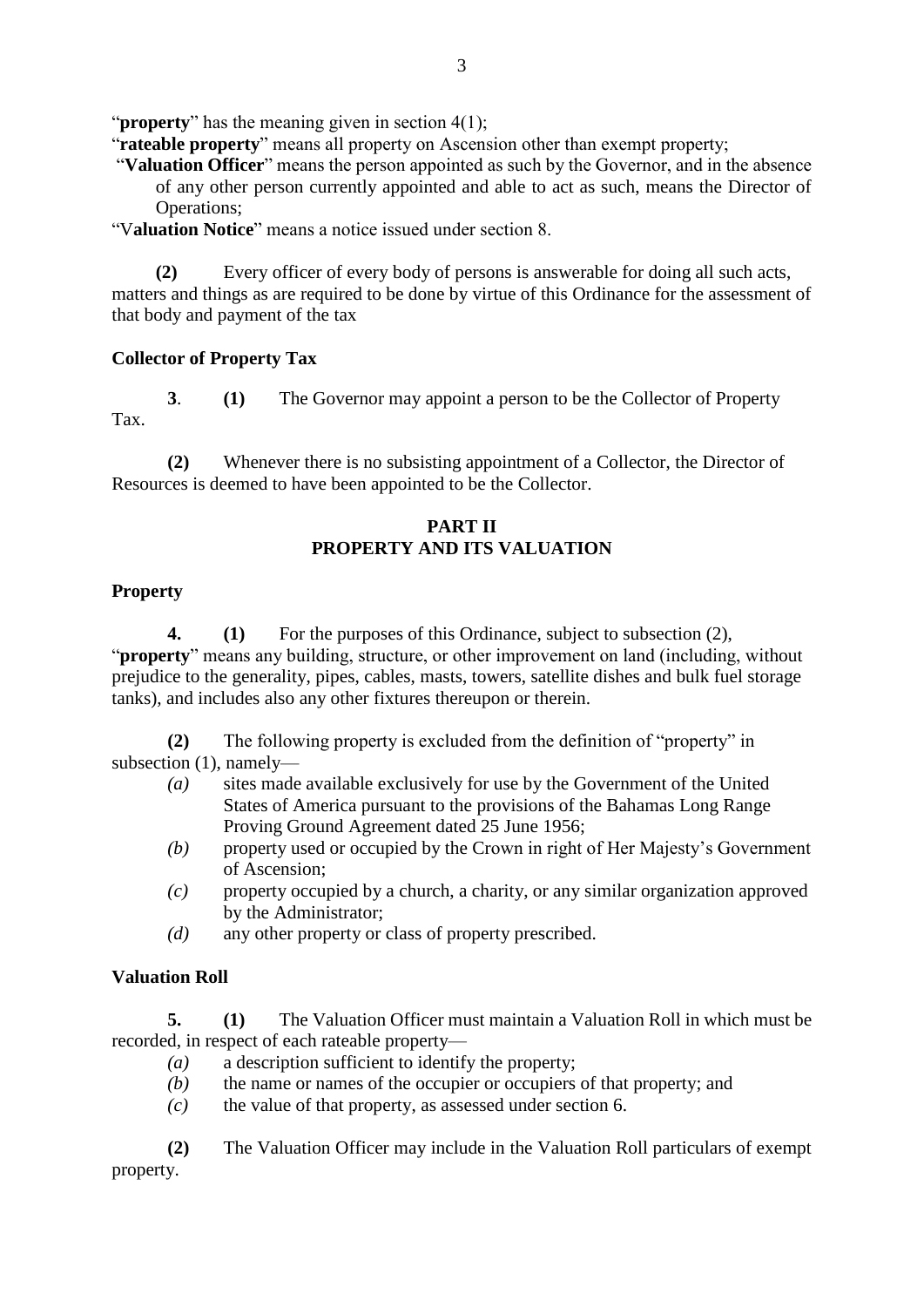"**property**" has the meaning given in section 4(1);

"**rateable property**" means all property on Ascension other than exempt property;

"**Valuation Officer**" means the person appointed as such by the Governor, and in the absence of any other person currently appointed and able to act as such, means the Director of Operations;

"V**aluation Notice**" means a notice issued under section 8.

**(2)** Every officer of every body of persons is answerable for doing all such acts, matters and things as are required to be done by virtue of this Ordinance for the assessment of that body and payment of the tax

**Collector of Property Tax**

**3**. **(1)** The Governor may appoint a person to be the Collector of Property Tax.

**(2)** Whenever there is no subsisting appointment of a Collector, the Director of Resources is deemed to have been appointed to be the Collector.

## PART II
## PROPERTY AND ITS VALUATION

**Property**

**4.** **(1)** For the purposes of this Ordinance, subject to subsection (2), "**property**" means any building, structure, or other improvement on land (including, without prejudice to the generality, pipes, cables, masts, towers, satellite dishes and bulk fuel storage tanks), and includes also any other fixtures thereupon or therein.

**(2)** The following property is excluded from the definition of "property" in subsection (1), namely—

*(a)* sites made available exclusively for use by the Government of the United States of America pursuant to the provisions of the Bahamas Long Range Proving Ground Agreement dated 25 June 1956;

*(b)* property used or occupied by the Crown in right of Her Majesty's Government of Ascension;

*(c)* property occupied by a church, a charity, or any similar organization approved by the Administrator;

*(d)* any other property or class of property prescribed.

**Valuation Roll**

**5.** **(1)** The Valuation Officer must maintain a Valuation Roll in which must be recorded, in respect of each rateable property—

*(a)* a description sufficient to identify the property;

*(b)* the name or names of the occupier or occupiers of that property; and

*(c)* the value of that property, as assessed under section 6.

**(2)** The Valuation Officer may include in the Valuation Roll particulars of exempt property.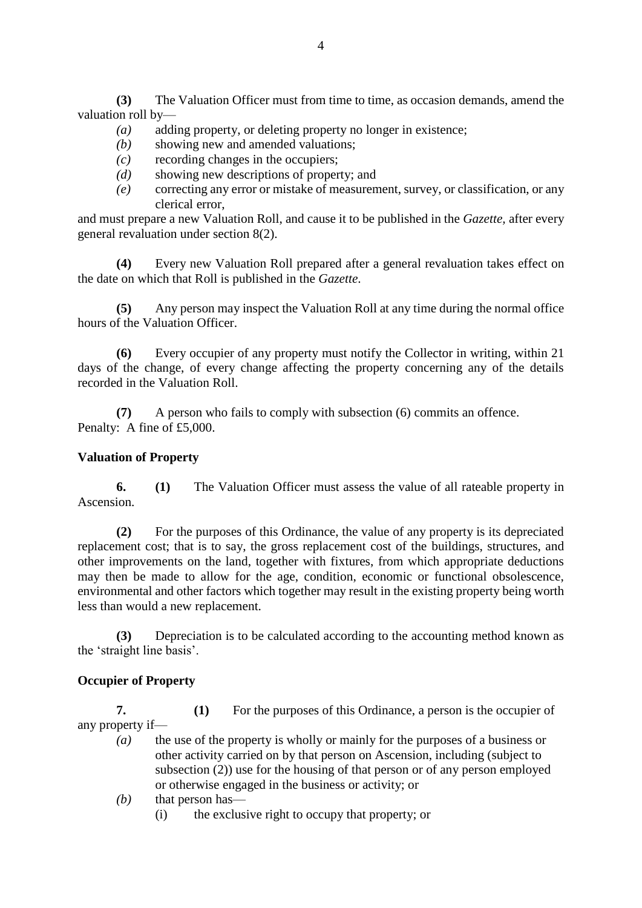**(3)** The Valuation Officer must from time to time, as occasion demands, amend the valuation roll by—

- *(a)* adding property, or deleting property no longer in existence;
- *(b)* showing new and amended valuations;
- *(c)* recording changes in the occupiers;
- *(d)* showing new descriptions of property; and
- *(e)* correcting any error or mistake of measurement, survey, or classification, or any clerical error,

and must prepare a new Valuation Roll, and cause it to be published in the *Gazette,* after every general revaluation under section 8(2).

**(4)** Every new Valuation Roll prepared after a general revaluation takes effect on the date on which that Roll is published in the *Gazette.*

**(5)** Any person may inspect the Valuation Roll at any time during the normal office hours of the Valuation Officer.

**(6)** Every occupier of any property must notify the Collector in writing, within 21 days of the change, of every change affecting the property concerning any of the details recorded in the Valuation Roll.

**(7)** A person who fails to comply with subsection (6) commits an offence.
Penalty: A fine of £5,000.

**Valuation of Property**

**6. (1)** The Valuation Officer must assess the value of all rateable property in Ascension.

**(2)** For the purposes of this Ordinance, the value of any property is its depreciated replacement cost; that is to say, the gross replacement cost of the buildings, structures, and other improvements on the land, together with fixtures, from which appropriate deductions may then be made to allow for the age, condition, economic or functional obsolescence, environmental and other factors which together may result in the existing property being worth less than would a new replacement.

**(3)** Depreciation is to be calculated according to the accounting method known as the 'straight line basis'.

**Occupier of Property**

**7. (1)** For the purposes of this Ordinance, a person is the occupier of any property if—

- *(a)* the use of the property is wholly or mainly for the purposes of a business or other activity carried on by that person on Ascension, including (subject to subsection (2)) use for the housing of that person or of any person employed or otherwise engaged in the business or activity; or
- *(b)* that person has—
  - (i) the exclusive right to occupy that property; or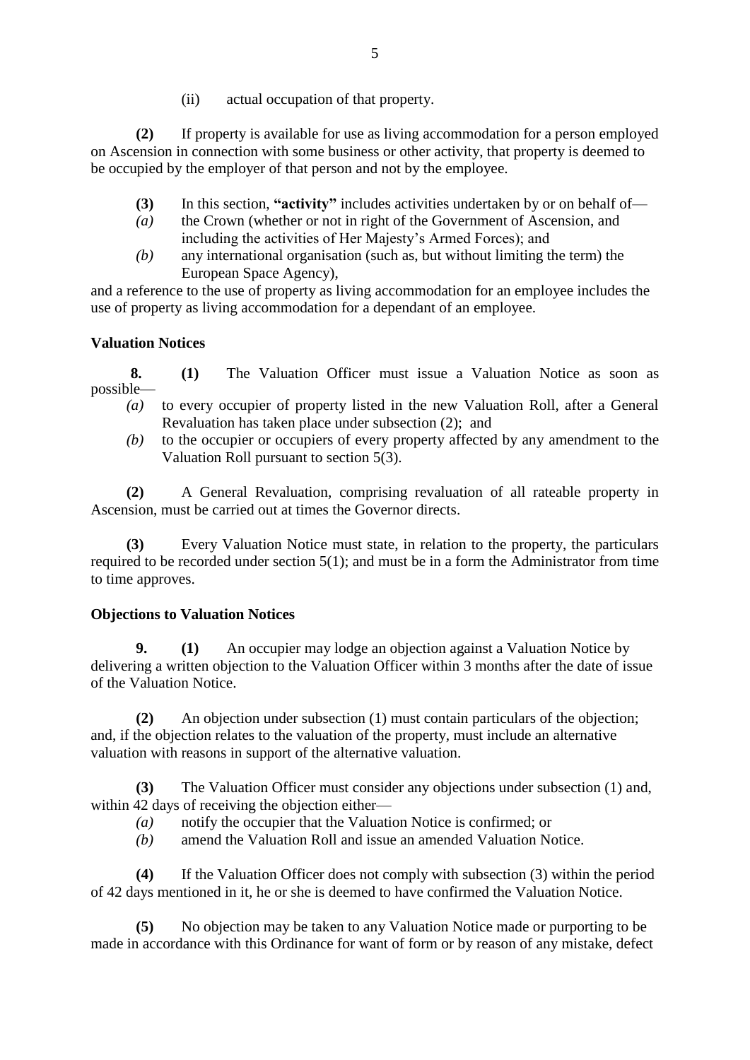(ii) actual occupation of that property.

**(2)** If property is available for use as living accommodation for a person employed on Ascension in connection with some business or other activity, that property is deemed to be occupied by the employer of that person and not by the employee.

**(3)** In this section, **"activity"** includes activities undertaken by or on behalf of—

*(a)* the Crown (whether or not in right of the Government of Ascension, and including the activities of Her Majesty's Armed Forces); and

*(b)* any international organisation (such as, but without limiting the term) the European Space Agency),

and a reference to the use of property as living accommodation for an employee includes the use of property as living accommodation for a dependant of an employee.

### Valuation Notices

**8.** **(1)** The Valuation Officer must issue a Valuation Notice as soon as possible—

*(a)* to every occupier of property listed in the new Valuation Roll, after a General Revaluation has taken place under subsection (2); and

*(b)* to the occupier or occupiers of every property affected by any amendment to the Valuation Roll pursuant to section 5(3).

**(2)** A General Revaluation, comprising revaluation of all rateable property in Ascension, must be carried out at times the Governor directs.

**(3)** Every Valuation Notice must state, in relation to the property, the particulars required to be recorded under section 5(1); and must be in a form the Administrator from time to time approves.

### Objections to Valuation Notices

**9.** **(1)** An occupier may lodge an objection against a Valuation Notice by delivering a written objection to the Valuation Officer within 3 months after the date of issue of the Valuation Notice.

**(2)** An objection under subsection (1) must contain particulars of the objection; and, if the objection relates to the valuation of the property, must include an alternative valuation with reasons in support of the alternative valuation.

**(3)** The Valuation Officer must consider any objections under subsection (1) and, within 42 days of receiving the objection either—

*(a)* notify the occupier that the Valuation Notice is confirmed; or

*(b)* amend the Valuation Roll and issue an amended Valuation Notice.

**(4)** If the Valuation Officer does not comply with subsection (3) within the period of 42 days mentioned in it, he or she is deemed to have confirmed the Valuation Notice.

**(5)** No objection may be taken to any Valuation Notice made or purporting to be made in accordance with this Ordinance for want of form or by reason of any mistake, defect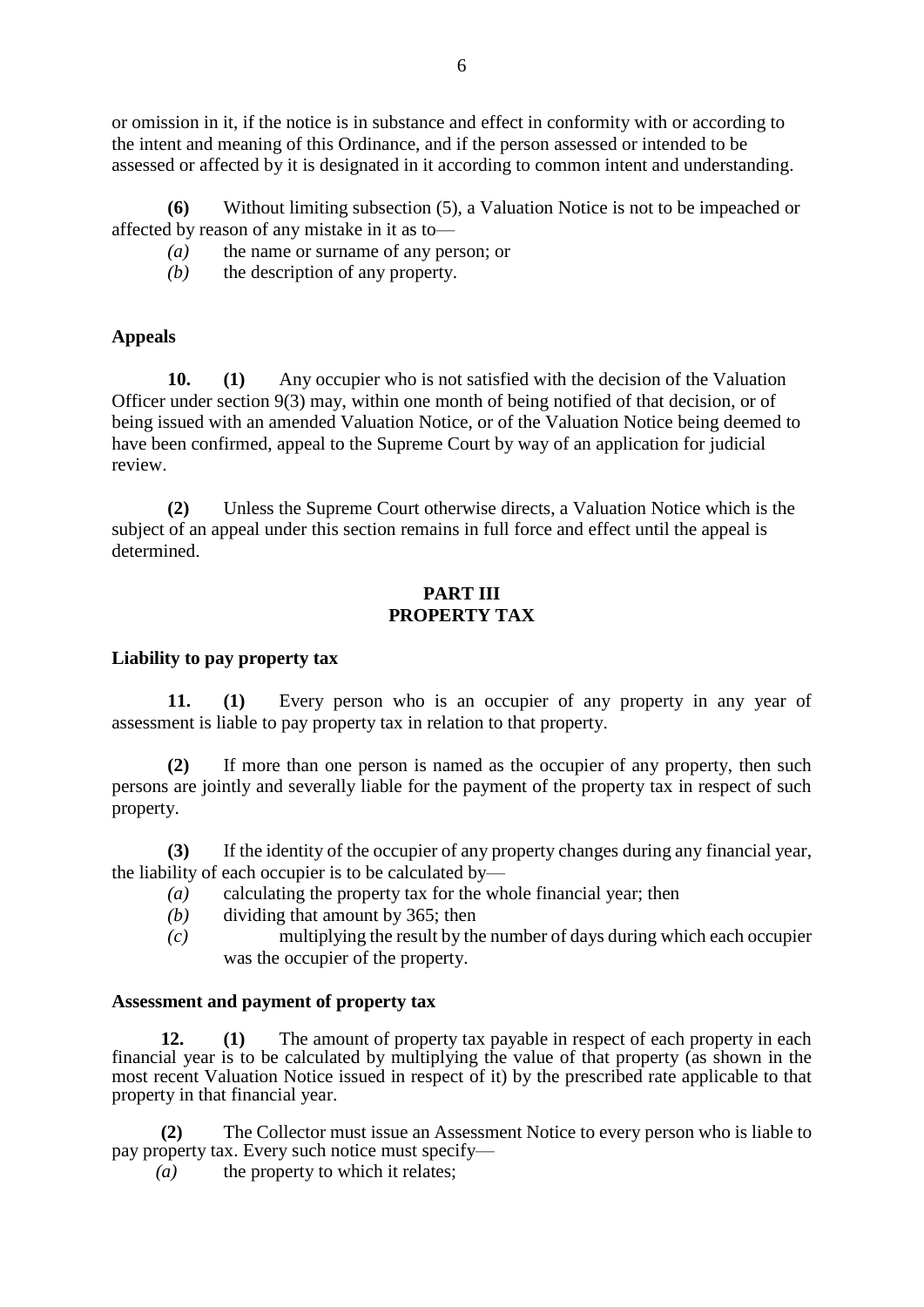or omission in it, if the notice is in substance and effect in conformity with or according to the intent and meaning of this Ordinance, and if the person assessed or intended to be assessed or affected by it is designated in it according to common intent and understanding.

**(6)** Without limiting subsection (5), a Valuation Notice is not to be impeached or affected by reason of any mistake in it as to—

*(a)* the name or surname of any person; or

*(b)* the description of any property.

**Appeals**

**10. (1)** Any occupier who is not satisfied with the decision of the Valuation Officer under section 9(3) may, within one month of being notified of that decision, or of being issued with an amended Valuation Notice, or of the Valuation Notice being deemed to have been confirmed, appeal to the Supreme Court by way of an application for judicial review.

**(2)** Unless the Supreme Court otherwise directs, a Valuation Notice which is the subject of an appeal under this section remains in full force and effect until the appeal is determined.

## PART III
## PROPERTY TAX

**Liability to pay property tax**

**11. (1)** Every person who is an occupier of any property in any year of assessment is liable to pay property tax in relation to that property.

**(2)** If more than one person is named as the occupier of any property, then such persons are jointly and severally liable for the payment of the property tax in respect of such property.

**(3)** If the identity of the occupier of any property changes during any financial year, the liability of each occupier is to be calculated by—

*(a)* calculating the property tax for the whole financial year; then

*(b)* dividing that amount by 365; then

*(c)* multiplying the result by the number of days during which each occupier was the occupier of the property.

**Assessment and payment of property tax**

**12. (1)** The amount of property tax payable in respect of each property in each financial year is to be calculated by multiplying the value of that property (as shown in the most recent Valuation Notice issued in respect of it) by the prescribed rate applicable to that property in that financial year.

**(2)** The Collector must issue an Assessment Notice to every person who is liable to pay property tax. Every such notice must specify—

*(a)* the property to which it relates;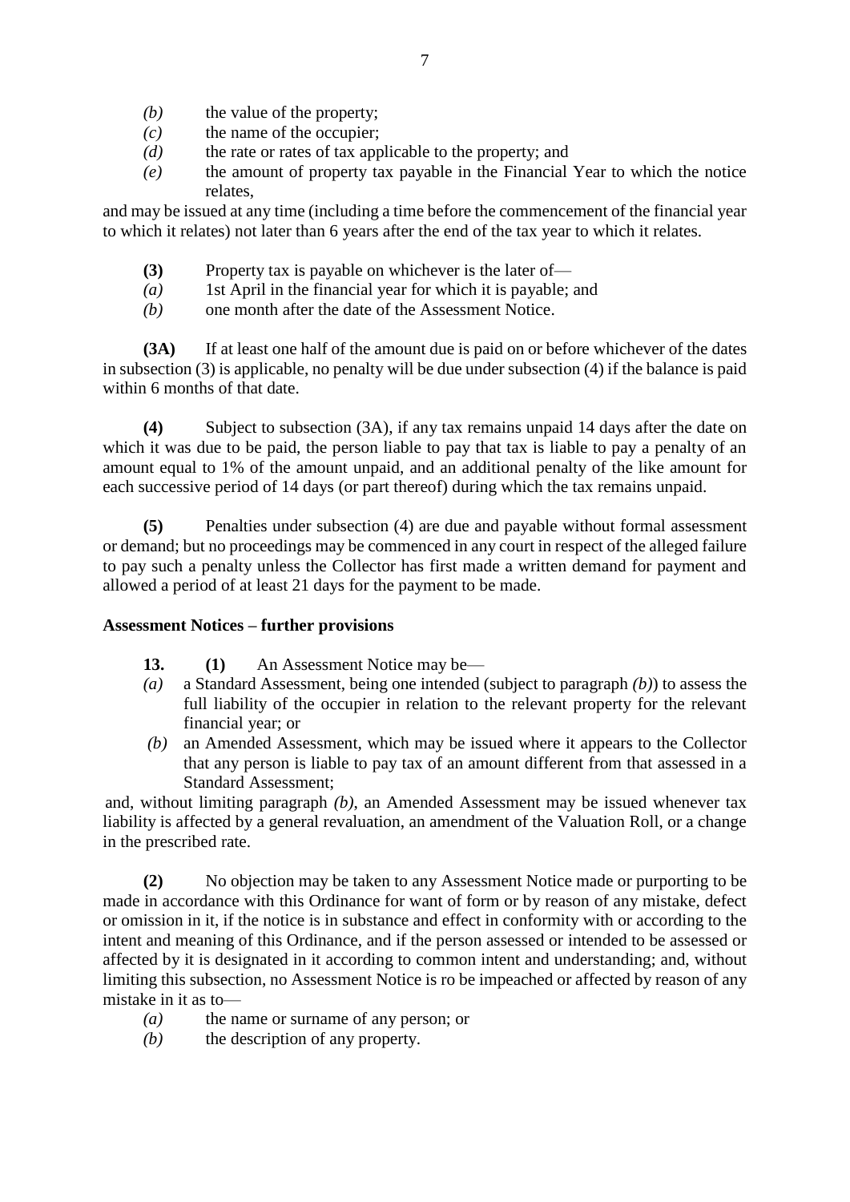*(b)* the value of the property;

*(c)* the name of the occupier;

*(d)* the rate or rates of tax applicable to the property; and

*(e)* the amount of property tax payable in the Financial Year to which the notice relates,

and may be issued at any time (including a time before the commencement of the financial year to which it relates) not later than 6 years after the end of the tax year to which it relates.

**(3)** Property tax is payable on whichever is the later of—

*(a)* 1st April in the financial year for which it is payable; and

*(b)* one month after the date of the Assessment Notice.

**(3A)** If at least one half of the amount due is paid on or before whichever of the dates in subsection (3) is applicable, no penalty will be due under subsection (4) if the balance is paid within 6 months of that date.

**(4)** Subject to subsection (3A), if any tax remains unpaid 14 days after the date on which it was due to be paid, the person liable to pay that tax is liable to pay a penalty of an amount equal to 1% of the amount unpaid, and an additional penalty of the like amount for each successive period of 14 days (or part thereof) during which the tax remains unpaid.

**(5)** Penalties under subsection (4) are due and payable without formal assessment or demand; but no proceedings may be commenced in any court in respect of the alleged failure to pay such a penalty unless the Collector has first made a written demand for payment and allowed a period of at least 21 days for the payment to be made.

**Assessment Notices – further provisions**

**13.** **(1)** An Assessment Notice may be—

*(a)* a Standard Assessment, being one intended (subject to paragraph *(b)*) to assess the full liability of the occupier in relation to the relevant property for the relevant financial year; or

*(b)* an Amended Assessment, which may be issued where it appears to the Collector that any person is liable to pay tax of an amount different from that assessed in a Standard Assessment;

and, without limiting paragraph *(b)*, an Amended Assessment may be issued whenever tax liability is affected by a general revaluation, an amendment of the Valuation Roll, or a change in the prescribed rate.

**(2)** No objection may be taken to any Assessment Notice made or purporting to be made in accordance with this Ordinance for want of form or by reason of any mistake, defect or omission in it, if the notice is in substance and effect in conformity with or according to the intent and meaning of this Ordinance, and if the person assessed or intended to be assessed or affected by it is designated in it according to common intent and understanding; and, without limiting this subsection, no Assessment Notice is ro be impeached or affected by reason of any mistake in it as to—

*(a)* the name or surname of any person; or

*(b)* the description of any property.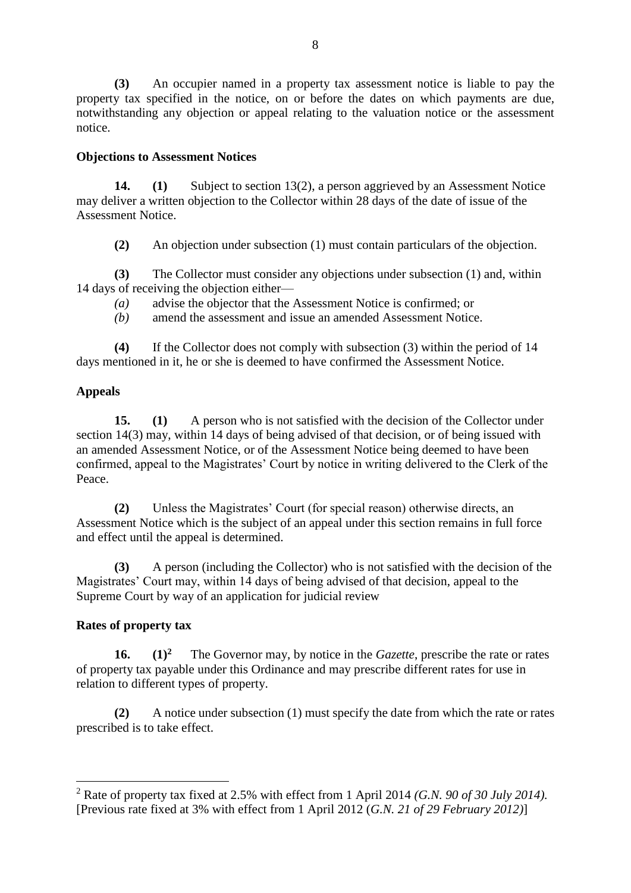**(3)** An occupier named in a property tax assessment notice is liable to pay the property tax specified in the notice, on or before the dates on which payments are due, notwithstanding any objection or appeal relating to the valuation notice or the assessment notice.

**Objections to Assessment Notices**

**14. (1)** Subject to section 13(2), a person aggrieved by an Assessment Notice may deliver a written objection to the Collector within 28 days of the date of issue of the Assessment Notice.

**(2)** An objection under subsection (1) must contain particulars of the objection.

**(3)** The Collector must consider any objections under subsection (1) and, within 14 days of receiving the objection either—

*(a)* advise the objector that the Assessment Notice is confirmed; or

*(b)* amend the assessment and issue an amended Assessment Notice.

**(4)** If the Collector does not comply with subsection (3) within the period of 14 days mentioned in it, he or she is deemed to have confirmed the Assessment Notice.

**Appeals**

**15. (1)** A person who is not satisfied with the decision of the Collector under section 14(3) may, within 14 days of being advised of that decision, or of being issued with an amended Assessment Notice, or of the Assessment Notice being deemed to have been confirmed, appeal to the Magistrates' Court by notice in writing delivered to the Clerk of the Peace.

**(2)** Unless the Magistrates' Court (for special reason) otherwise directs, an Assessment Notice which is the subject of an appeal under this section remains in full force and effect until the appeal is determined.

**(3)** A person (including the Collector) who is not satisfied with the decision of the Magistrates' Court may, within 14 days of being advised of that decision, appeal to the Supreme Court by way of an application for judicial review

**Rates of property tax**

**16. (1)**[2] The Governor may, by notice in the *Gazette*, prescribe the rate or rates of property tax payable under this Ordinance and may prescribe different rates for use in relation to different types of property.

**(2)** A notice under subsection (1) must specify the date from which the rate or rates prescribed is to take effect.

---

[2] Rate of property tax fixed at 2.5% with effect from 1 April 2014 *(G.N. 90 of 30 July 2014).*
[Previous rate fixed at 3% with effect from 1 April 2012 (*G.N. 21 of 29 February 2012)*]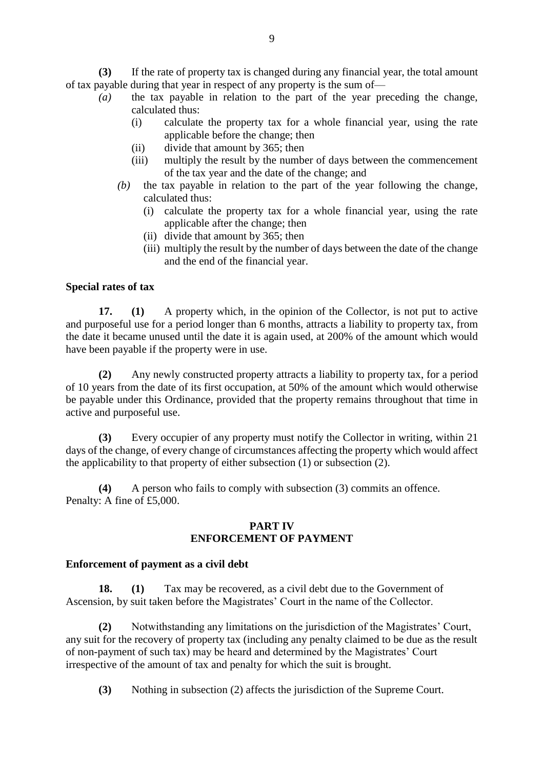**(3)** If the rate of property tax is changed during any financial year, the total amount of tax payable during that year in respect of any property is the sum of—

*(a)* the tax payable in relation to the part of the year preceding the change, calculated thus:

(i) calculate the property tax for a whole financial year, using the rate applicable before the change; then

(ii) divide that amount by 365; then

(iii) multiply the result by the number of days between the commencement of the tax year and the date of the change; and

*(b)* the tax payable in relation to the part of the year following the change, calculated thus:

(i) calculate the property tax for a whole financial year, using the rate applicable after the change; then

(ii) divide that amount by 365; then

(iii) multiply the result by the number of days between the date of the change and the end of the financial year.

**Special rates of tax**

**17. (1)** A property which, in the opinion of the Collector, is not put to active and purposeful use for a period longer than 6 months, attracts a liability to property tax, from the date it became unused until the date it is again used, at 200% of the amount which would have been payable if the property were in use.

**(2)** Any newly constructed property attracts a liability to property tax, for a period of 10 years from the date of its first occupation, at 50% of the amount which would otherwise be payable under this Ordinance, provided that the property remains throughout that time in active and purposeful use.

**(3)** Every occupier of any property must notify the Collector in writing, within 21 days of the change, of every change of circumstances affecting the property which would affect the applicability to that property of either subsection (1) or subsection (2).

**(4)** A person who fails to comply with subsection (3) commits an offence.
Penalty: A fine of £5,000.

## PART IV
## ENFORCEMENT OF PAYMENT

**Enforcement of payment as a civil debt**

**18. (1)** Tax may be recovered, as a civil debt due to the Government of Ascension, by suit taken before the Magistrates' Court in the name of the Collector.

**(2)** Notwithstanding any limitations on the jurisdiction of the Magistrates' Court, any suit for the recovery of property tax (including any penalty claimed to be due as the result of non-payment of such tax) may be heard and determined by the Magistrates' Court irrespective of the amount of tax and penalty for which the suit is brought.

**(3)** Nothing in subsection (2) affects the jurisdiction of the Supreme Court.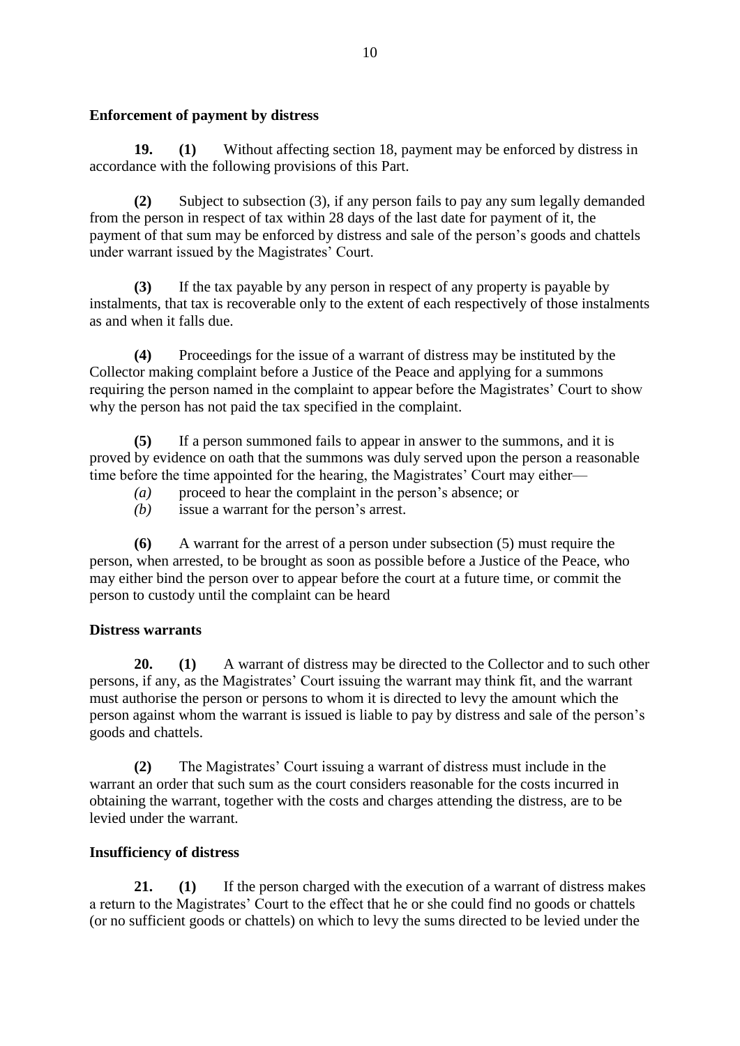**Enforcement of payment by distress**

**19. (1)** Without affecting section 18, payment may be enforced by distress in accordance with the following provisions of this Part.

**(2)** Subject to subsection (3), if any person fails to pay any sum legally demanded from the person in respect of tax within 28 days of the last date for payment of it, the payment of that sum may be enforced by distress and sale of the person's goods and chattels under warrant issued by the Magistrates' Court.

**(3)** If the tax payable by any person in respect of any property is payable by instalments, that tax is recoverable only to the extent of each respectively of those instalments as and when it falls due.

**(4)** Proceedings for the issue of a warrant of distress may be instituted by the Collector making complaint before a Justice of the Peace and applying for a summons requiring the person named in the complaint to appear before the Magistrates' Court to show why the person has not paid the tax specified in the complaint.

**(5)** If a person summoned fails to appear in answer to the summons, and it is proved by evidence on oath that the summons was duly served upon the person a reasonable time before the time appointed for the hearing, the Magistrates' Court may either—

*(a)* proceed to hear the complaint in the person's absence; or

*(b)* issue a warrant for the person's arrest.

**(6)** A warrant for the arrest of a person under subsection (5) must require the person, when arrested, to be brought as soon as possible before a Justice of the Peace, who may either bind the person over to appear before the court at a future time, or commit the person to custody until the complaint can be heard

**Distress warrants**

**20. (1)** A warrant of distress may be directed to the Collector and to such other persons, if any, as the Magistrates' Court issuing the warrant may think fit, and the warrant must authorise the person or persons to whom it is directed to levy the amount which the person against whom the warrant is issued is liable to pay by distress and sale of the person's goods and chattels.

**(2)** The Magistrates' Court issuing a warrant of distress must include in the warrant an order that such sum as the court considers reasonable for the costs incurred in obtaining the warrant, together with the costs and charges attending the distress, are to be levied under the warrant.

**Insufficiency of distress**

**21. (1)** If the person charged with the execution of a warrant of distress makes a return to the Magistrates' Court to the effect that he or she could find no goods or chattels (or no sufficient goods or chattels) on which to levy the sums directed to be levied under the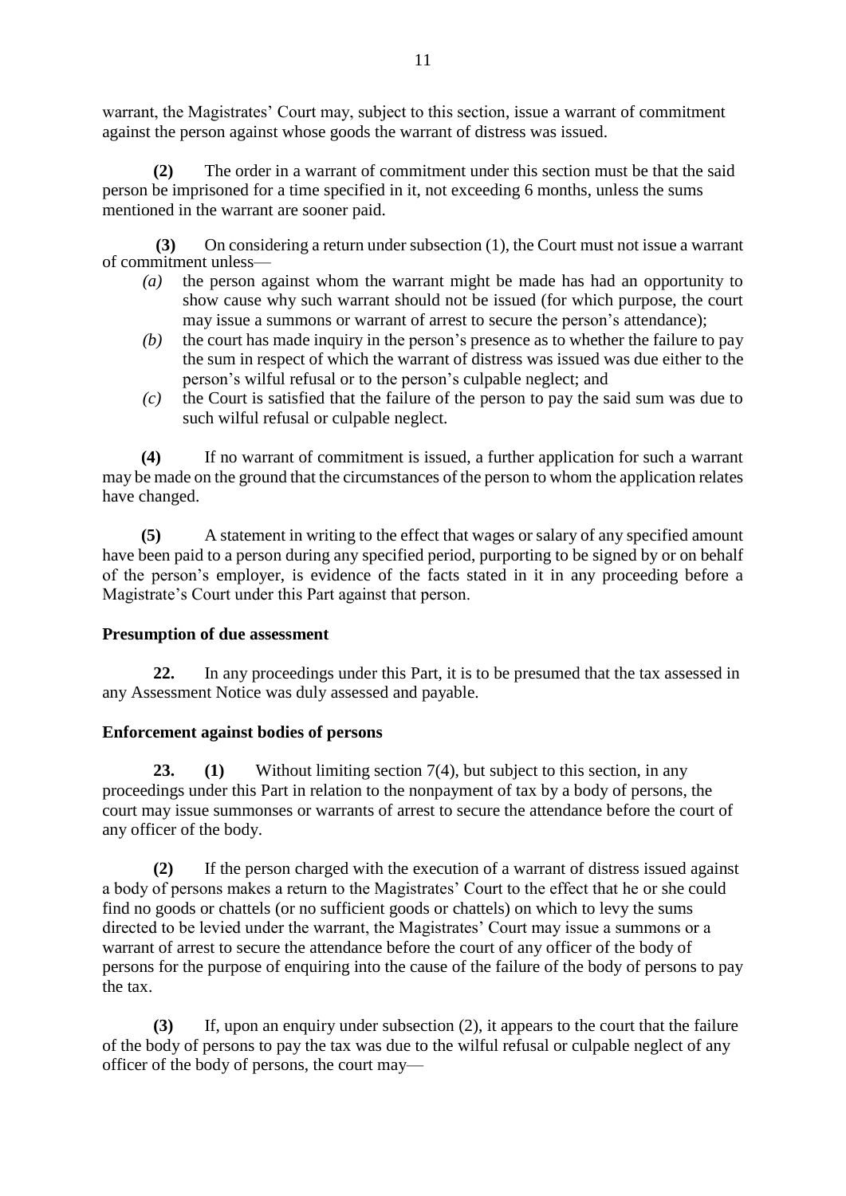warrant, the Magistrates' Court may, subject to this section, issue a warrant of commitment against the person against whose goods the warrant of distress was issued.

**(2)** The order in a warrant of commitment under this section must be that the said person be imprisoned for a time specified in it, not exceeding 6 months, unless the sums mentioned in the warrant are sooner paid.

**(3)** On considering a return under subsection (1), the Court must not issue a warrant of commitment unless—

*(a)* the person against whom the warrant might be made has had an opportunity to show cause why such warrant should not be issued (for which purpose, the court may issue a summons or warrant of arrest to secure the person's attendance);

*(b)* the court has made inquiry in the person's presence as to whether the failure to pay the sum in respect of which the warrant of distress was issued was due either to the person's wilful refusal or to the person's culpable neglect; and

*(c)* the Court is satisfied that the failure of the person to pay the said sum was due to such wilful refusal or culpable neglect.

**(4)** If no warrant of commitment is issued, a further application for such a warrant may be made on the ground that the circumstances of the person to whom the application relates have changed.

**(5)** A statement in writing to the effect that wages or salary of any specified amount have been paid to a person during any specified period, purporting to be signed by or on behalf of the person's employer, is evidence of the facts stated in it in any proceeding before a Magistrate's Court under this Part against that person.

**Presumption of due assessment**

**22.** In any proceedings under this Part, it is to be presumed that the tax assessed in any Assessment Notice was duly assessed and payable.

**Enforcement against bodies of persons**

**23.** **(1)** Without limiting section 7(4), but subject to this section, in any proceedings under this Part in relation to the nonpayment of tax by a body of persons, the court may issue summonses or warrants of arrest to secure the attendance before the court of any officer of the body.

**(2)** If the person charged with the execution of a warrant of distress issued against a body of persons makes a return to the Magistrates' Court to the effect that he or she could find no goods or chattels (or no sufficient goods or chattels) on which to levy the sums directed to be levied under the warrant, the Magistrates' Court may issue a summons or a warrant of arrest to secure the attendance before the court of any officer of the body of persons for the purpose of enquiring into the cause of the failure of the body of persons to pay the tax.

**(3)** If, upon an enquiry under subsection (2), it appears to the court that the failure of the body of persons to pay the tax was due to the wilful refusal or culpable neglect of any officer of the body of persons, the court may—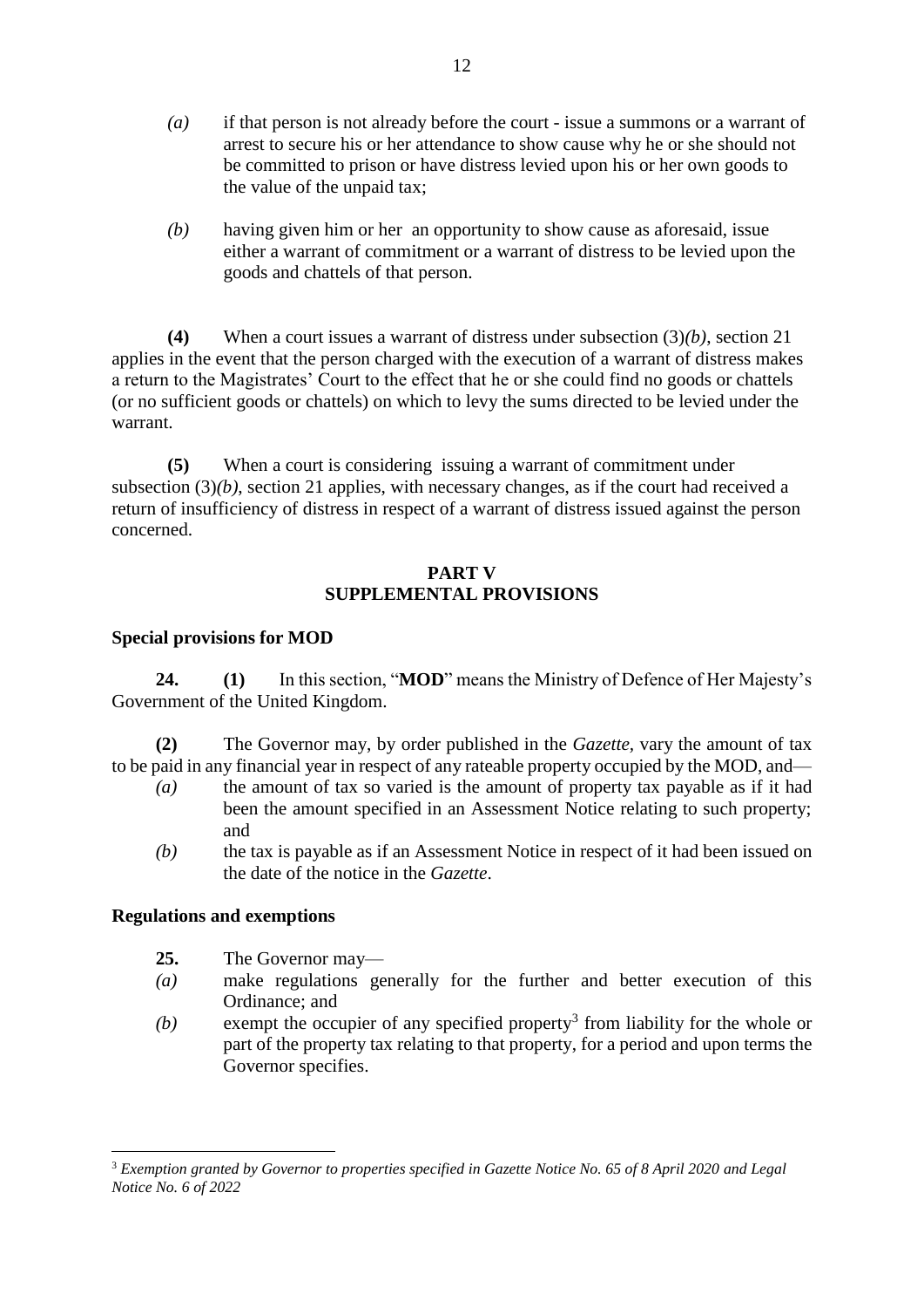*(a)* if that person is not already before the court - issue a summons or a warrant of arrest to secure his or her attendance to show cause why he or she should not be committed to prison or have distress levied upon his or her own goods to the value of the unpaid tax;

*(b)* having given him or her an opportunity to show cause as aforesaid, issue either a warrant of commitment or a warrant of distress to be levied upon the goods and chattels of that person.

**(4)** When a court issues a warrant of distress under subsection (3)*(b)*, section 21 applies in the event that the person charged with the execution of a warrant of distress makes a return to the Magistrates' Court to the effect that he or she could find no goods or chattels (or no sufficient goods or chattels) on which to levy the sums directed to be levied under the warrant.

**(5)** When a court is considering issuing a warrant of commitment under subsection (3)*(b)*, section 21 applies, with necessary changes, as if the court had received a return of insufficiency of distress in respect of a warrant of distress issued against the person concerned.

## PART V
## SUPPLEMENTAL PROVISIONS

### Special provisions for MOD

**24. (1)** In this section, "**MOD**" means the Ministry of Defence of Her Majesty's Government of the United Kingdom.

**(2)** The Governor may, by order published in the *Gazette,* vary the amount of tax to be paid in any financial year in respect of any rateable property occupied by the MOD, and—

*(a)* the amount of tax so varied is the amount of property tax payable as if it had been the amount specified in an Assessment Notice relating to such property; and

*(b)* the tax is payable as if an Assessment Notice in respect of it had been issued on the date of the notice in the *Gazette*.

### Regulations and exemptions

**25.** The Governor may—

*(a)* make regulations generally for the further and better execution of this Ordinance; and

*(b)* exempt the occupier of any specified property[3] from liability for the whole or part of the property tax relating to that property, for a period and upon terms the Governor specifies.

---

[3] *Exemption granted by Governor to properties specified in Gazette Notice No. 65 of 8 April 2020 and Legal Notice No. 6 of 2022*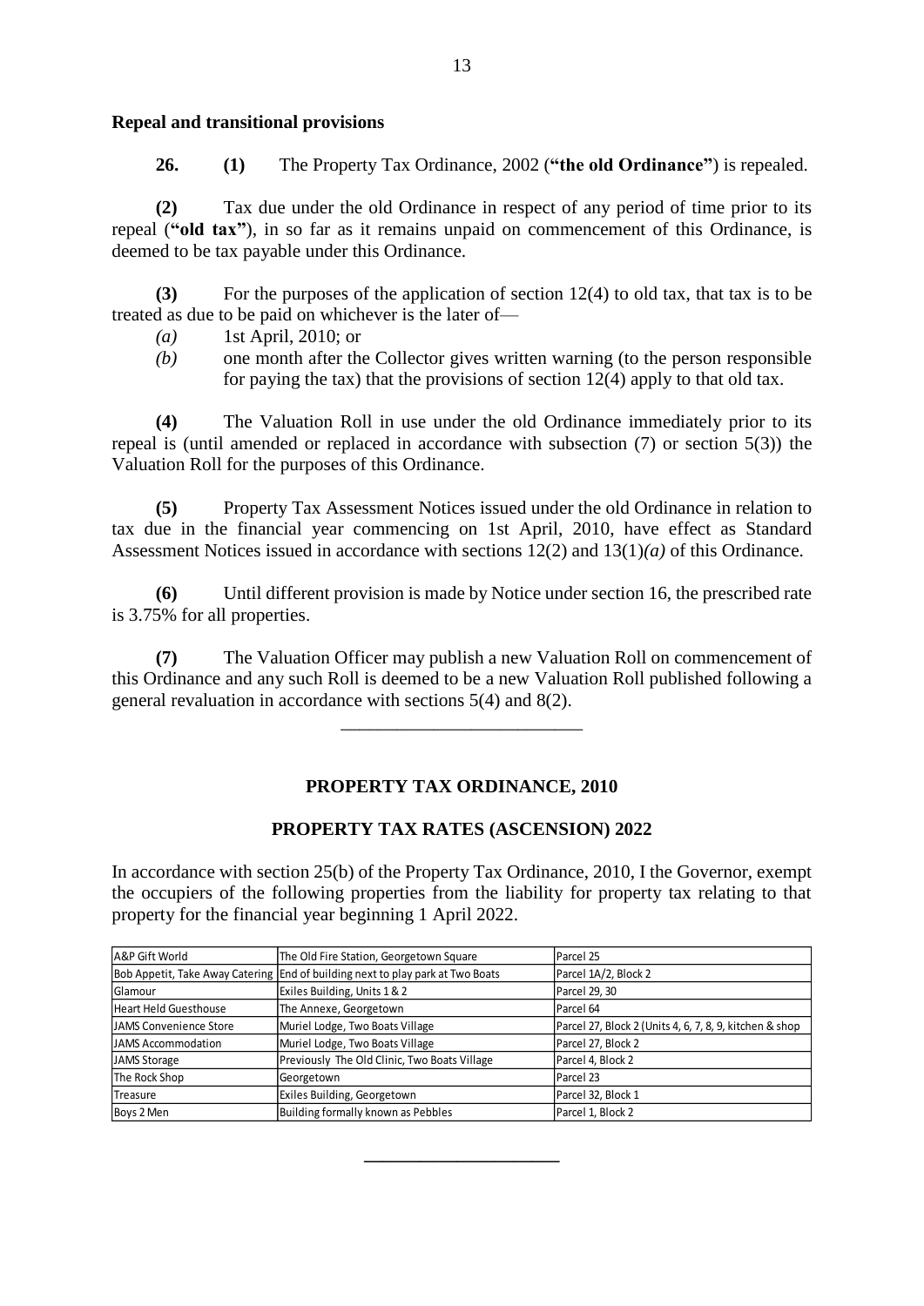**Repeal and transitional provisions**

**26. (1)** The Property Tax Ordinance, 2002 (**"the old Ordinance"**) is repealed.

**(2)** Tax due under the old Ordinance in respect of any period of time prior to its repeal (**"old tax"**), in so far as it remains unpaid on commencement of this Ordinance, is deemed to be tax payable under this Ordinance.

**(3)** For the purposes of the application of section 12(4) to old tax, that tax is to be treated as due to be paid on whichever is the later of—

*(a)* 1st April, 2010; or

*(b)* one month after the Collector gives written warning (to the person responsible for paying the tax) that the provisions of section 12(4) apply to that old tax.

**(4)** The Valuation Roll in use under the old Ordinance immediately prior to its repeal is (until amended or replaced in accordance with subsection (7) or section 5(3)) the Valuation Roll for the purposes of this Ordinance.

**(5)** Property Tax Assessment Notices issued under the old Ordinance in relation to tax due in the financial year commencing on 1st April, 2010, have effect as Standard Assessment Notices issued in accordance with sections 12(2) and 13(1)*(a)* of this Ordinance.

**(6)** Until different provision is made by Notice under section 16, the prescribed rate is 3.75% for all properties.

**(7)** The Valuation Officer may publish a new Valuation Roll on commencement of this Ordinance and any such Roll is deemed to be a new Valuation Roll published following a general revaluation in accordance with sections 5(4) and 8(2).

---

## PROPERTY TAX ORDINANCE, 2010

## PROPERTY TAX RATES (ASCENSION) 2022

In accordance with section 25(b) of the Property Tax Ordinance, 2010, I the Governor, exempt the occupiers of the following properties from the liability for property tax relating to that property for the financial year beginning 1 April 2022.

| | | |
|---|---|---|
| A&P Gift World | The Old Fire Station, Georgetown Square | Parcel 25 |
| Bob Appetit, Take Away Catering | End of building next to play park at Two Boats | Parcel 1A/2, Block 2 |
| Glamour | Exiles Building, Units 1 & 2 | Parcel 29, 30 |
| Heart Held Guesthouse | The Annexe, Georgetown | Parcel 64 |
| JAMS Convenience Store | Muriel Lodge, Two Boats Village | Parcel 27, Block 2 (Units 4, 6, 7, 8, 9, kitchen & shop |
| JAMS Accommodation | Muriel Lodge, Two Boats Village | Parcel 27, Block 2 |
| JAMS Storage | Previously The Old Clinic, Two Boats Village | Parcel 4, Block 2 |
| The Rock Shop | Georgetown | Parcel 23 |
| Treasure | Exiles Building, Georgetown | Parcel 32, Block 1 |
| Boys 2 Men | Building formally known as Pebbles | Parcel 1, Block 2 |

---